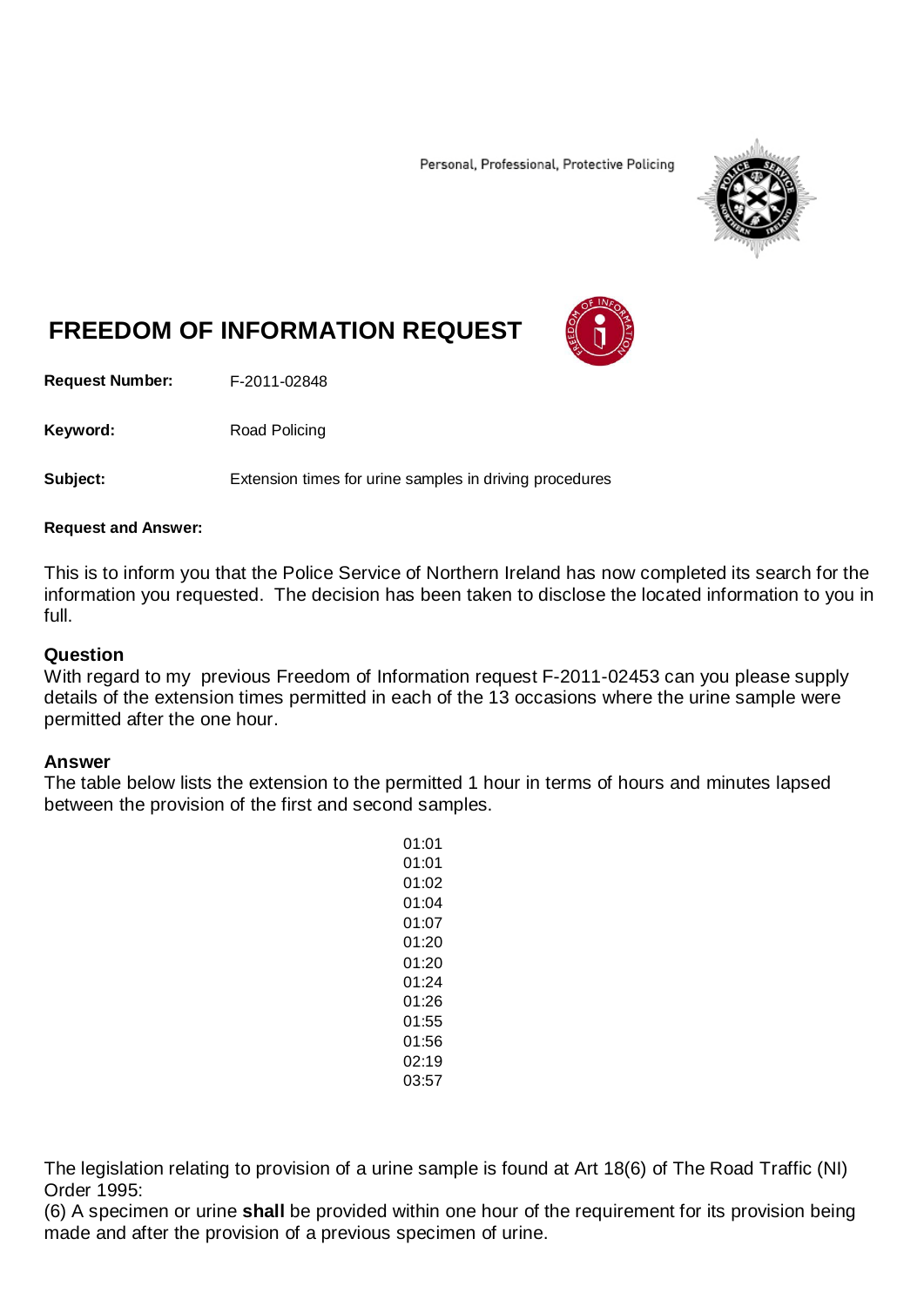Personal, Professional, Protective Policing

# FREEDOM OF INFORMATION REQUEST

**Request Number:** F-2011-02848

**Keyword:** Road Policing

**Subject:** Extension times for urine samples in driving procedures

**Request and Answer:**

This is to inform you that the Police Service of Northern Ireland has now completed its search for the information you requested. The decision has been taken to disclose the located information to you in full.

## Question

With regard to my previous Freedom of Information request F-2011-02453 can you please supply details of the extension times permitted in each of the 13 occasions where the urine sample were permitted after the one hour.

## Answer

The table below lists the extension to the permitted 1 hour in terms of hours and minutes lapsed between the provision of the first and second samples.

| |
|---|
| 01:01 |
| 01:01 |
| 01:02 |
| 01:04 |
| 01:07 |
| 01:20 |
| 01:20 |
| 01:24 |
| 01:26 |
| 01:55 |
| 01:56 |
| 02:19 |
| 03:57 |

The legislation relating to provision of a urine sample is found at Art 18(6) of The Road Traffic (NI) Order 1995:

(6) A specimen or urine **shall** be provided within one hour of the requirement for its provision being made and after the provision of a previous specimen of urine.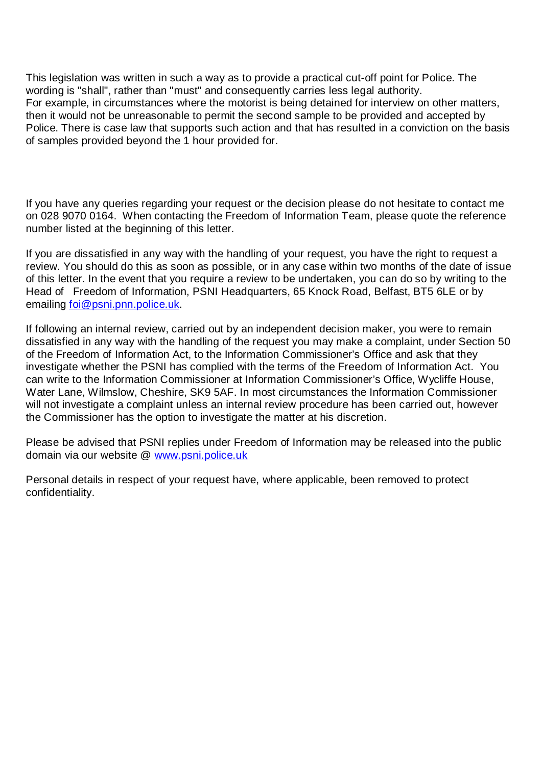This legislation was written in such a way as to provide a practical cut-off point for Police. The wording is "shall", rather than "must" and consequently carries less legal authority.
For example, in circumstances where the motorist is being detained for interview on other matters, then it would not be unreasonable to permit the second sample to be provided and accepted by Police. There is case law that supports such action and that has resulted in a conviction on the basis of samples provided beyond the 1 hour provided for.

If you have any queries regarding your request or the decision please do not hesitate to contact me on 028 9070 0164. When contacting the Freedom of Information Team, please quote the reference number listed at the beginning of this letter.

If you are dissatisfied in any way with the handling of your request, you have the right to request a review. You should do this as soon as possible, or in any case within two months of the date of issue of this letter. In the event that you require a review to be undertaken, you can do so by writing to the Head of Freedom of Information, PSNI Headquarters, 65 Knock Road, Belfast, BT5 6LE or by emailing foi@psni.pnn.police.uk.

If following an internal review, carried out by an independent decision maker, you were to remain dissatisfied in any way with the handling of the request you may make a complaint, under Section 50 of the Freedom of Information Act, to the Information Commissioner's Office and ask that they investigate whether the PSNI has complied with the terms of the Freedom of Information Act. You can write to the Information Commissioner at Information Commissioner's Office, Wycliffe House, Water Lane, Wilmslow, Cheshire, SK9 5AF. In most circumstances the Information Commissioner will not investigate a complaint unless an internal review procedure has been carried out, however the Commissioner has the option to investigate the matter at his discretion.

Please be advised that PSNI replies under Freedom of Information may be released into the public domain via our website @ www.psni.police.uk

Personal details in respect of your request have, where applicable, been removed to protect confidentiality.